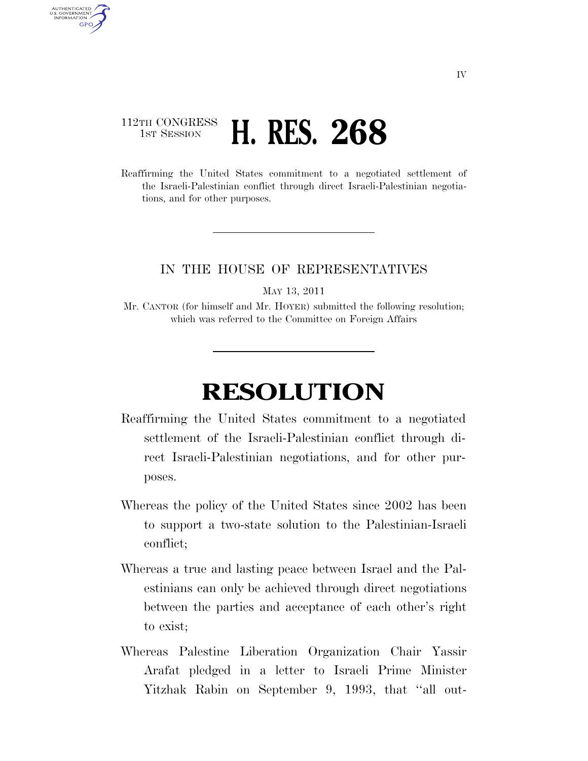112TH CONGRESS
1ST SESSION

# H. RES. 268

Reaffirming the United States commitment to a negotiated settlement of the Israeli-Palestinian conflict through direct Israeli-Palestinian negotiations, and for other purposes.

---

IN THE HOUSE OF REPRESENTATIVES

MAY 13, 2011

Mr. CANTOR (for himself and Mr. HOYER) submitted the following resolution; which was referred to the Committee on Foreign Affairs

---

# RESOLUTION

Reaffirming the United States commitment to a negotiated settlement of the Israeli-Palestinian conflict through direct Israeli-Palestinian negotiations, and for other purposes.

Whereas the policy of the United States since 2002 has been to support a two-state solution to the Palestinian-Israeli conflict;

Whereas a true and lasting peace between Israel and the Palestinians can only be achieved through direct negotiations between the parties and acceptance of each other's right to exist;

Whereas Palestine Liberation Organization Chair Yassir Arafat pledged in a letter to Israeli Prime Minister Yitzhak Rabin on September 9, 1993, that "all out-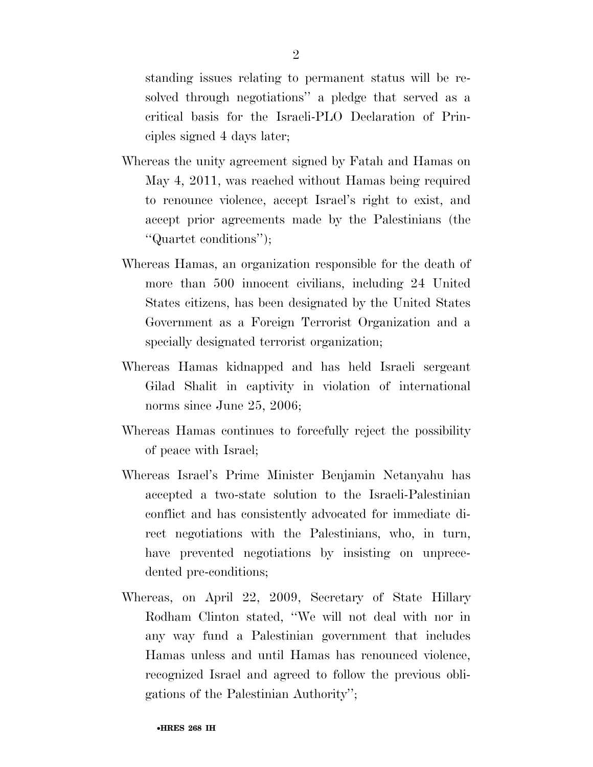standing issues relating to permanent status will be resolved through negotiations'' a pledge that served as a critical basis for the Israeli-PLO Declaration of Principles signed 4 days later;

Whereas the unity agreement signed by Fatah and Hamas on May 4, 2011, was reached without Hamas being required to renounce violence, accept Israel's right to exist, and accept prior agreements made by the Palestinians (the ''Quartet conditions'');

Whereas Hamas, an organization responsible for the death of more than 500 innocent civilians, including 24 United States citizens, has been designated by the United States Government as a Foreign Terrorist Organization and a specially designated terrorist organization;

Whereas Hamas kidnapped and has held Israeli sergeant Gilad Shalit in captivity in violation of international norms since June 25, 2006;

Whereas Hamas continues to forcefully reject the possibility of peace with Israel;

Whereas Israel's Prime Minister Benjamin Netanyahu has accepted a two-state solution to the Israeli-Palestinian conflict and has consistently advocated for immediate direct negotiations with the Palestinians, who, in turn, have prevented negotiations by insisting on unprecedented pre-conditions;

Whereas, on April 22, 2009, Secretary of State Hillary Rodham Clinton stated, ''We will not deal with nor in any way fund a Palestinian government that includes Hamas unless and until Hamas has renounced violence, recognized Israel and agreed to follow the previous obligations of the Palestinian Authority'';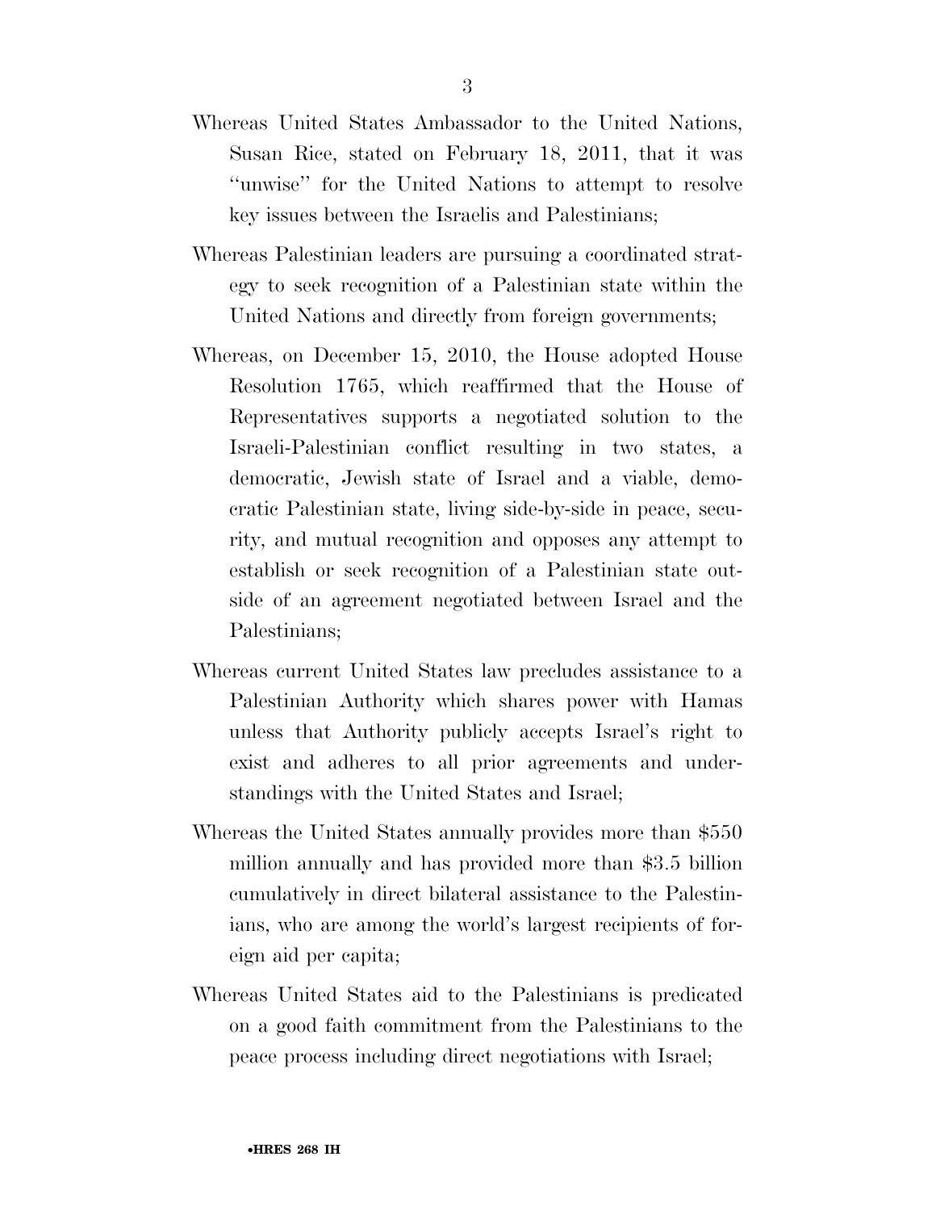Whereas United States Ambassador to the United Nations, Susan Rice, stated on February 18, 2011, that it was ''unwise'' for the United Nations to attempt to resolve key issues between the Israelis and Palestinians;

Whereas Palestinian leaders are pursuing a coordinated strategy to seek recognition of a Palestinian state within the United Nations and directly from foreign governments;

Whereas, on December 15, 2010, the House adopted House Resolution 1765, which reaffirmed that the House of Representatives supports a negotiated solution to the Israeli-Palestinian conflict resulting in two states, a democratic, Jewish state of Israel and a viable, democratic Palestinian state, living side-by-side in peace, security, and mutual recognition and opposes any attempt to establish or seek recognition of a Palestinian state outside of an agreement negotiated between Israel and the Palestinians;

Whereas current United States law precludes assistance to a Palestinian Authority which shares power with Hamas unless that Authority publicly accepts Israel's right to exist and adheres to all prior agreements and understandings with the United States and Israel;

Whereas the United States annually provides more than $550 million annually and has provided more than $3.5 billion cumulatively in direct bilateral assistance to the Palestinians, who are among the world's largest recipients of foreign aid per capita;

Whereas United States aid to the Palestinians is predicated on a good faith commitment from the Palestinians to the peace process including direct negotiations with Israel;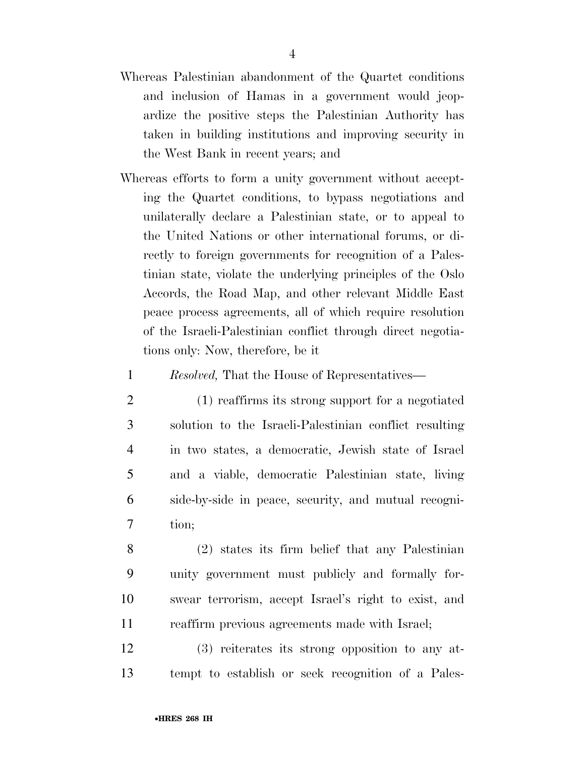Whereas Palestinian abandonment of the Quartet conditions and inclusion of Hamas in a government would jeopardize the positive steps the Palestinian Authority has taken in building institutions and improving security in the West Bank in recent years; and

Whereas efforts to form a unity government without accepting the Quartet conditions, to bypass negotiations and unilaterally declare a Palestinian state, or to appeal to the United Nations or other international forums, or directly to foreign governments for recognition of a Palestinian state, violate the underlying principles of the Oslo Accords, the Road Map, and other relevant Middle East peace process agreements, all of which require resolution of the Israeli-Palestinian conflict through direct negotiations only: Now, therefore, be it

*Resolved,* That the House of Representatives—

(1) reaffirms its strong support for a negotiated solution to the Israeli-Palestinian conflict resulting in two states, a democratic, Jewish state of Israel and a viable, democratic Palestinian state, living side-by-side in peace, security, and mutual recognition;

(2) states its firm belief that any Palestinian unity government must publicly and formally forswear terrorism, accept Israel's right to exist, and reaffirm previous agreements made with Israel;

(3) reiterates its strong opposition to any attempt to establish or seek recognition of a Pales-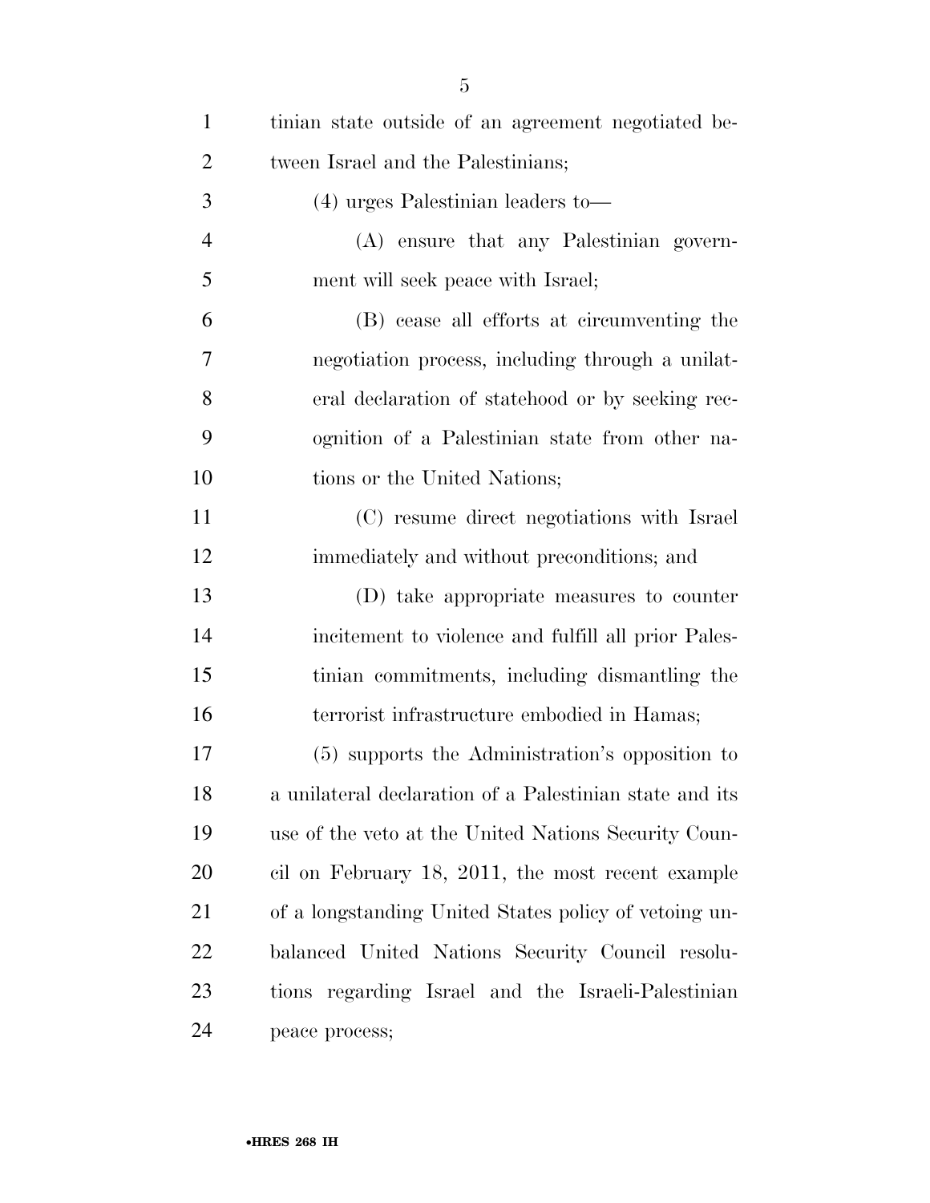tinian state outside of an agreement negotiated between Israel and the Palestinians;

(4) urges Palestinian leaders to—

(A) ensure that any Palestinian government will seek peace with Israel;

(B) cease all efforts at circumventing the negotiation process, including through a unilateral declaration of statehood or by seeking recognition of a Palestinian state from other nations or the United Nations;

(C) resume direct negotiations with Israel immediately and without preconditions; and

(D) take appropriate measures to counter incitement to violence and fulfill all prior Palestinian commitments, including dismantling the terrorist infrastructure embodied in Hamas;

(5) supports the Administration's opposition to a unilateral declaration of a Palestinian state and its use of the veto at the United Nations Security Council on February 18, 2011, the most recent example of a longstanding United States policy of vetoing unbalanced United Nations Security Council resolutions regarding Israel and the Israeli-Palestinian peace process;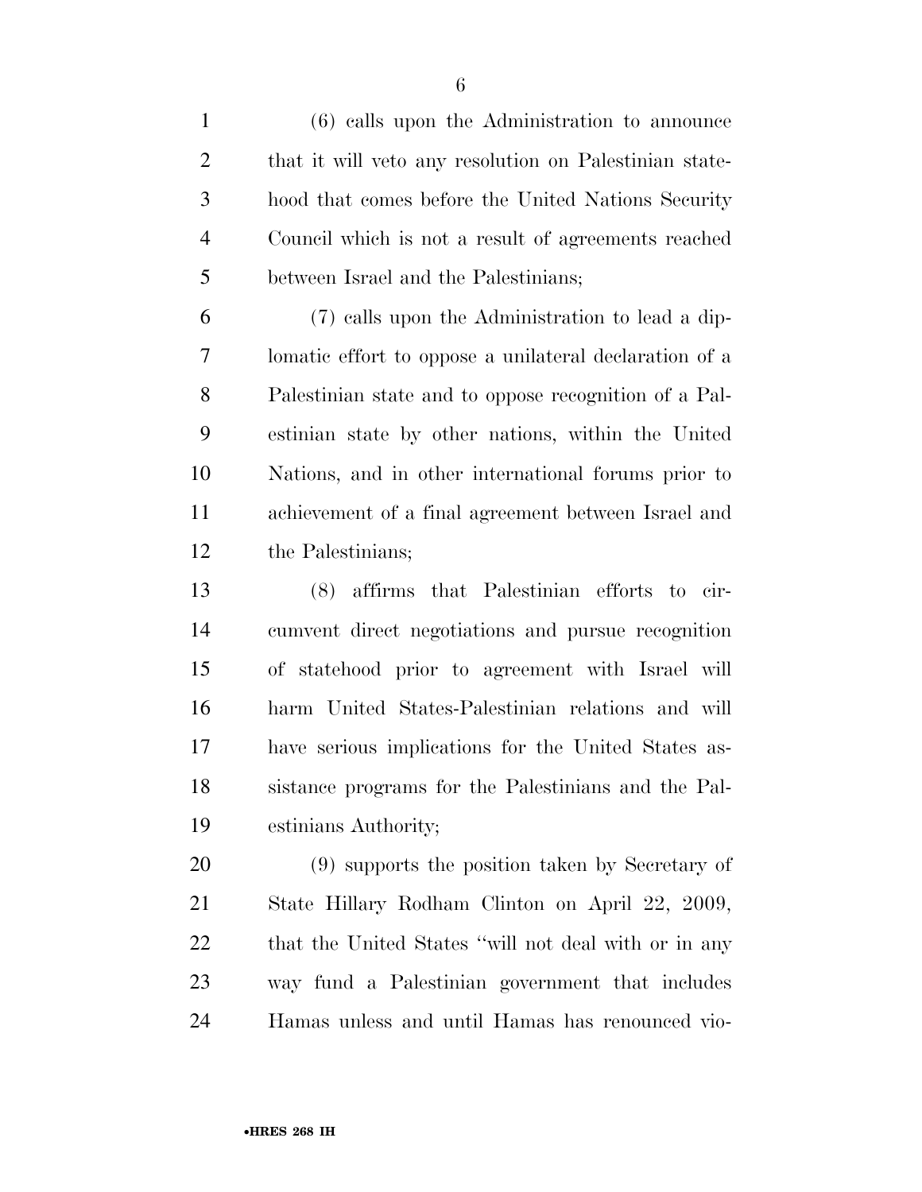(6) calls upon the Administration to announce that it will veto any resolution on Palestinian statehood that comes before the United Nations Security Council which is not a result of agreements reached between Israel and the Palestinians;

(7) calls upon the Administration to lead a diplomatic effort to oppose a unilateral declaration of a Palestinian state and to oppose recognition of a Palestinian state by other nations, within the United Nations, and in other international forums prior to achievement of a final agreement between Israel and the Palestinians;

(8) affirms that Palestinian efforts to circumvent direct negotiations and pursue recognition of statehood prior to agreement with Israel will harm United States-Palestinian relations and will have serious implications for the United States assistance programs for the Palestinians and the Palestinians Authority;

(9) supports the position taken by Secretary of State Hillary Rodham Clinton on April 22, 2009, that the United States "will not deal with or in any way fund a Palestinian government that includes Hamas unless and until Hamas has renounced vio-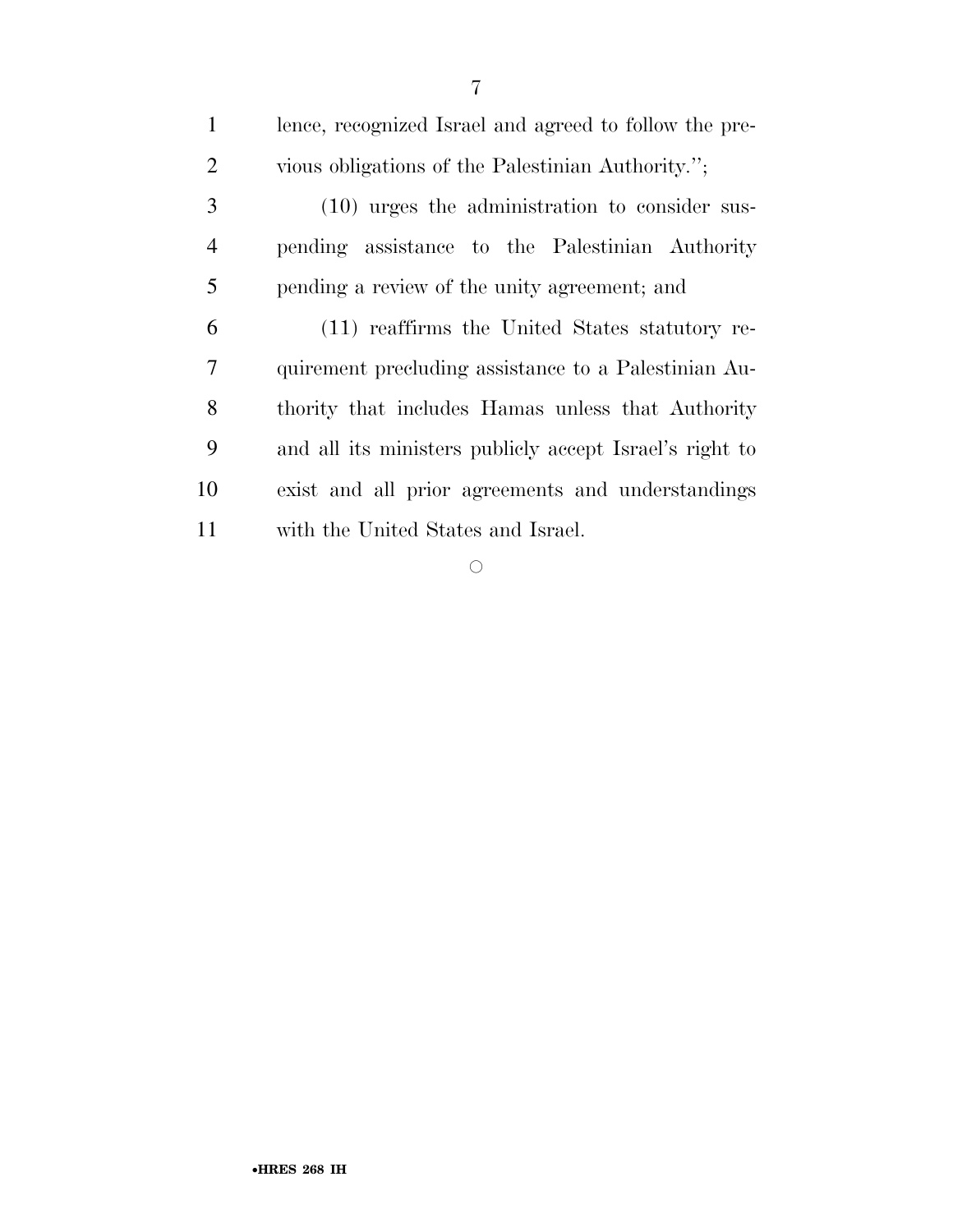lence, recognized Israel and agreed to follow the previous obligations of the Palestinian Authority.'';

(10) urges the administration to consider suspending assistance to the Palestinian Authority pending a review of the unity agreement; and

(11) reaffirms the United States statutory requirement precluding assistance to a Palestinian Authority that includes Hamas unless that Authority and all its ministers publicly accept Israel's right to exist and all prior agreements and understandings with the United States and Israel.